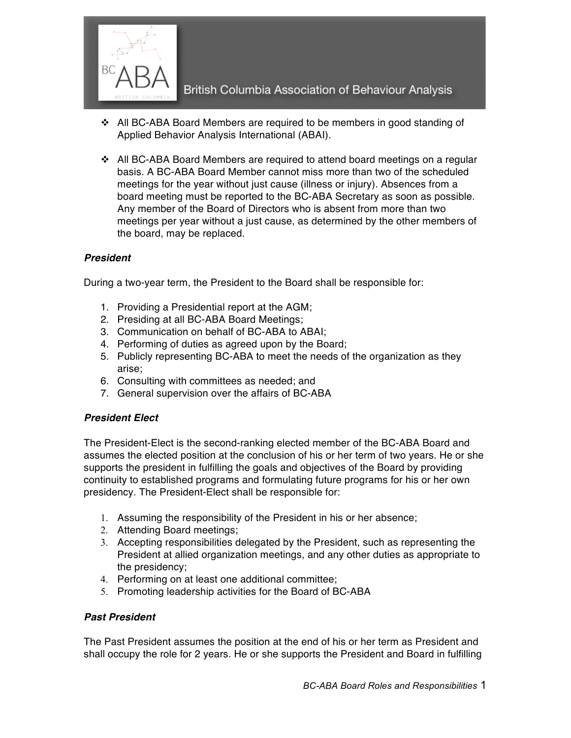- All BC-ABA Board Members are required to be members in good standing of Applied Behavior Analysis International (ABAI).

- All BC-ABA Board Members are required to attend board meetings on a regular basis. A BC-ABA Board Member cannot miss more than two of the scheduled meetings for the year without just cause (illness or injury). Absences from a board meeting must be reported to the BC-ABA Secretary as soon as possible. Any member of the Board of Directors who is absent from more than two meetings per year without a just cause, as determined by the other members of the board, may be replaced.

***President***

During a two-year term, the President to the Board shall be responsible for:

1. Providing a Presidential report at the AGM;
2. Presiding at all BC-ABA Board Meetings;
3. Communication on behalf of BC-ABA to ABAI;
4. Performing of duties as agreed upon by the Board;
5. Publicly representing BC-ABA to meet the needs of the organization as they arise;
6. Consulting with committees as needed; and
7. General supervision over the affairs of BC-ABA

***President Elect***

The President-Elect is the second-ranking elected member of the BC-ABA Board and assumes the elected position at the conclusion of his or her term of two years. He or she supports the president in fulfilling the goals and objectives of the Board by providing continuity to established programs and formulating future programs for his or her own presidency. The President-Elect shall be responsible for:

1. Assuming the responsibility of the President in his or her absence;
2. Attending Board meetings;
3. Accepting responsibilities delegated by the President, such as representing the President at allied organization meetings, and any other duties as appropriate to the presidency;
4. Performing on at least one additional committee;
5. Promoting leadership activities for the Board of BC-ABA

***Past President***

The Past President assumes the position at the end of his or her term as President and shall occupy the role for 2 years. He or she supports the President and Board in fulfilling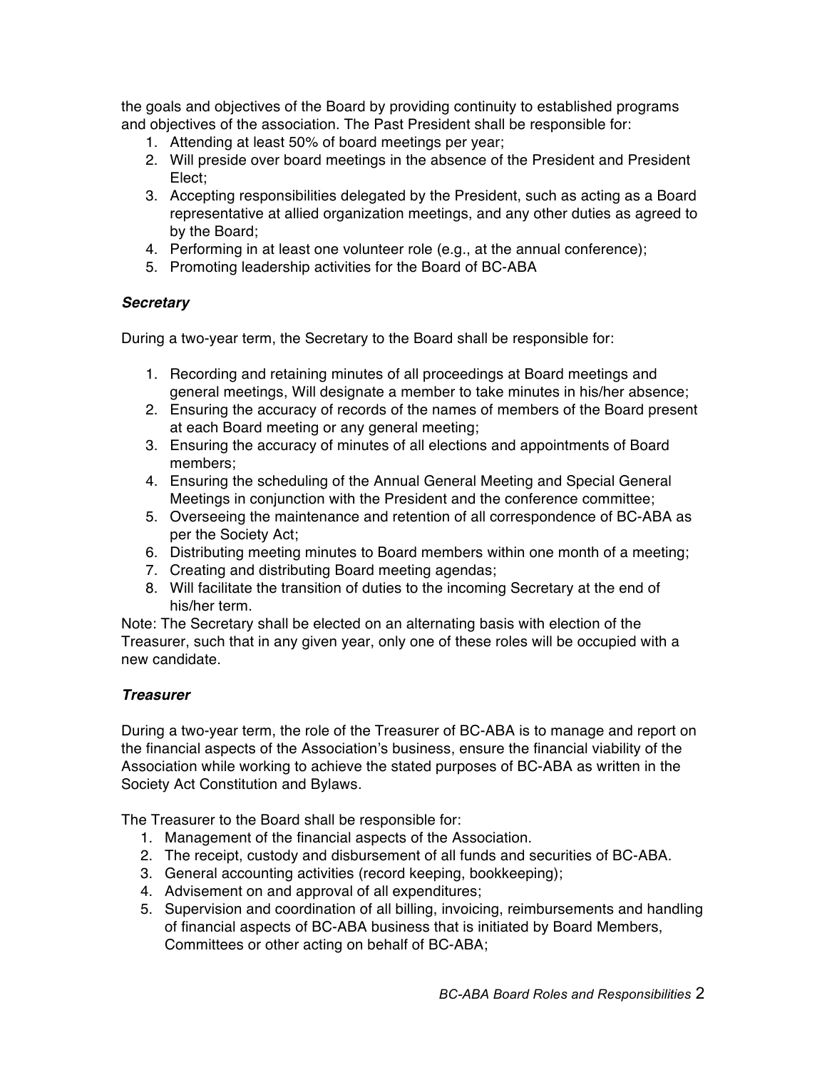the goals and objectives of the Board by providing continuity to established programs and objectives of the association. The Past President shall be responsible for:

1. Attending at least 50% of board meetings per year;
2. Will preside over board meetings in the absence of the President and President Elect;
3. Accepting responsibilities delegated by the President, such as acting as a Board representative at allied organization meetings, and any other duties as agreed to by the Board;
4. Performing in at least one volunteer role (e.g., at the annual conference);
5. Promoting leadership activities for the Board of BC-ABA

### ***Secretary***

During a two-year term, the Secretary to the Board shall be responsible for:

1. Recording and retaining minutes of all proceedings at Board meetings and general meetings, Will designate a member to take minutes in his/her absence;
2. Ensuring the accuracy of records of the names of members of the Board present at each Board meeting or any general meeting;
3. Ensuring the accuracy of minutes of all elections and appointments of Board members;
4. Ensuring the scheduling of the Annual General Meeting and Special General Meetings in conjunction with the President and the conference committee;
5. Overseeing the maintenance and retention of all correspondence of BC-ABA as per the Society Act;
6. Distributing meeting minutes to Board members within one month of a meeting;
7. Creating and distributing Board meeting agendas;
8. Will facilitate the transition of duties to the incoming Secretary at the end of his/her term.

Note: The Secretary shall be elected on an alternating basis with election of the Treasurer, such that in any given year, only one of these roles will be occupied with a new candidate.

### ***Treasurer***

During a two-year term, the role of the Treasurer of BC-ABA is to manage and report on the financial aspects of the Association's business, ensure the financial viability of the Association while working to achieve the stated purposes of BC-ABA as written in the Society Act Constitution and Bylaws.

The Treasurer to the Board shall be responsible for:

1. Management of the financial aspects of the Association.
2. The receipt, custody and disbursement of all funds and securities of BC-ABA.
3. General accounting activities (record keeping, bookkeeping);
4. Advisement on and approval of all expenditures;
5. Supervision and coordination of all billing, invoicing, reimbursements and handling of financial aspects of BC-ABA business that is initiated by Board Members, Committees or other acting on behalf of BC-ABA;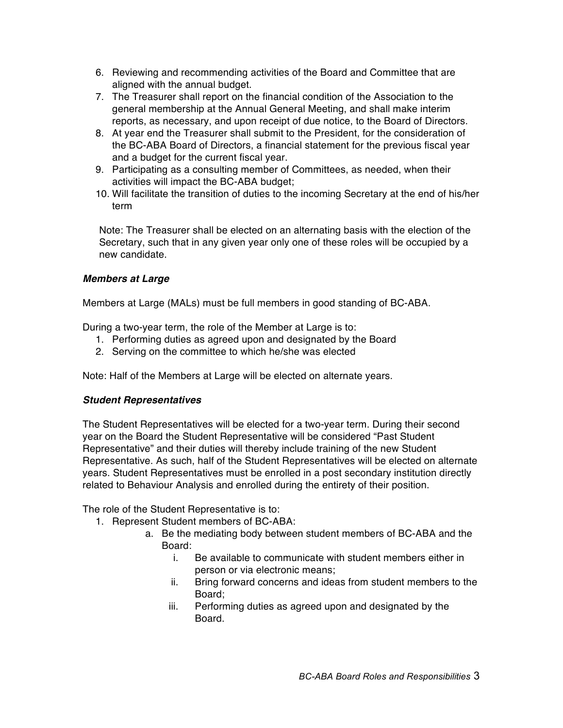6. Reviewing and recommending activities of the Board and Committee that are aligned with the annual budget.
7. The Treasurer shall report on the financial condition of the Association to the general membership at the Annual General Meeting, and shall make interim reports, as necessary, and upon receipt of due notice, to the Board of Directors.
8. At year end the Treasurer shall submit to the President, for the consideration of the BC-ABA Board of Directors, a financial statement for the previous fiscal year and a budget for the current fiscal year.
9. Participating as a consulting member of Committees, as needed, when their activities will impact the BC-ABA budget;
10. Will facilitate the transition of duties to the incoming Secretary at the end of his/her term

Note: The Treasurer shall be elected on an alternating basis with the election of the Secretary, such that in any given year only one of these roles will be occupied by a new candidate.

### *Members at Large*

Members at Large (MALs) must be full members in good standing of BC-ABA.

During a two-year term, the role of the Member at Large is to:

1. Performing duties as agreed upon and designated by the Board
2. Serving on the committee to which he/she was elected

Note: Half of the Members at Large will be elected on alternate years.

### *Student Representatives*

The Student Representatives will be elected for a two-year term. During their second year on the Board the Student Representative will be considered “Past Student Representative” and their duties will thereby include training of the new Student Representative. As such, half of the Student Representatives will be elected on alternate years. Student Representatives must be enrolled in a post secondary institution directly related to Behaviour Analysis and enrolled during the entirety of their position.

The role of the Student Representative is to:

1. Represent Student members of BC-ABA:
    a. Be the mediating body between student members of BC-ABA and the Board:
        i. Be available to communicate with student members either in person or via electronic means;
        ii. Bring forward concerns and ideas from student members to the Board;
        iii. Performing duties as agreed upon and designated by the Board.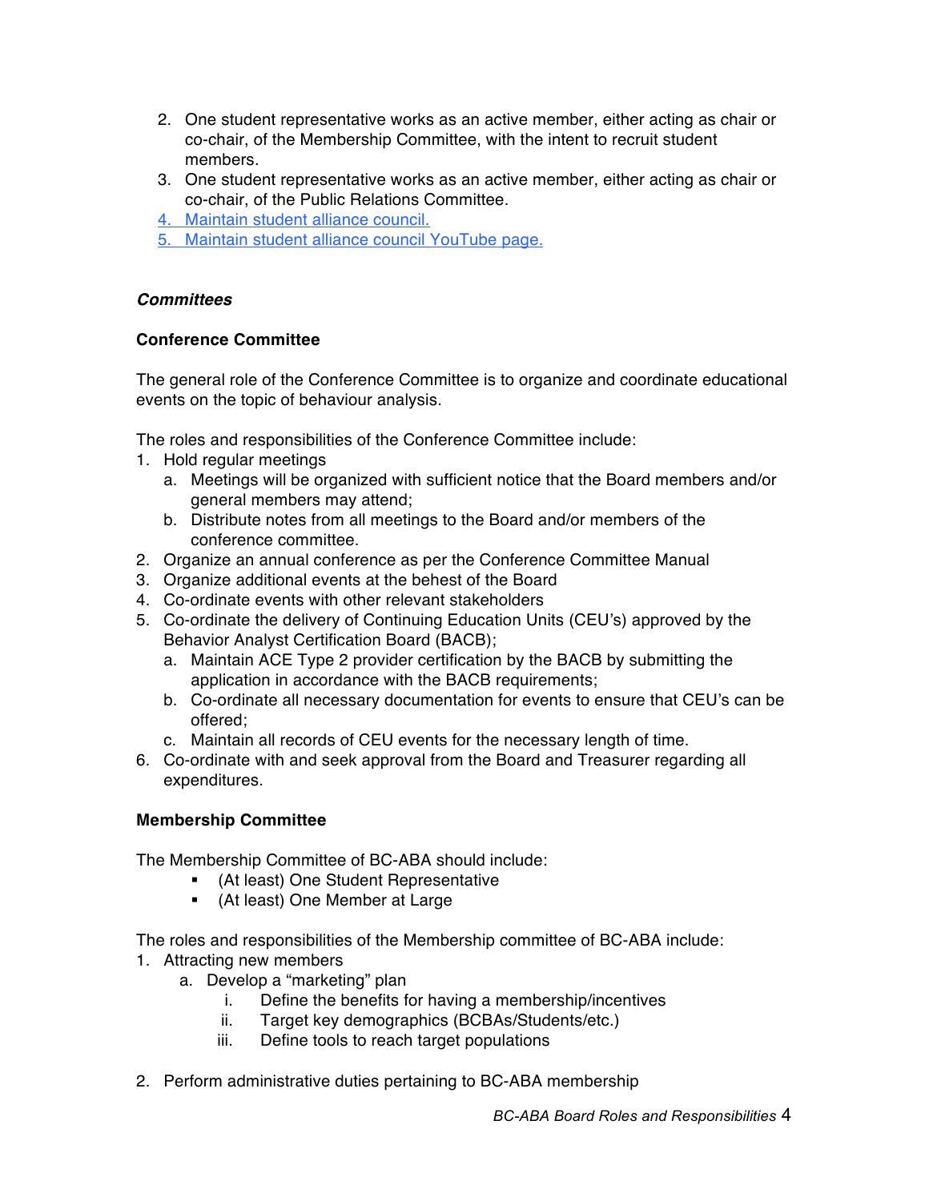2. One student representative works as an active member, either acting as chair or co-chair, of the Membership Committee, with the intent to recruit student members.
3. One student representative works as an active member, either acting as chair or co-chair, of the Public Relations Committee.
4. Maintain student alliance council.
5. Maintain student alliance council YouTube page.

***Committees***

**Conference Committee**

The general role of the Conference Committee is to organize and coordinate educational events on the topic of behaviour analysis.

The roles and responsibilities of the Conference Committee include:

1. Hold regular meetings
   a. Meetings will be organized with sufficient notice that the Board members and/or general members may attend;
   b. Distribute notes from all meetings to the Board and/or members of the conference committee.
2. Organize an annual conference as per the Conference Committee Manual
3. Organize additional events at the behest of the Board
4. Co-ordinate events with other relevant stakeholders
5. Co-ordinate the delivery of Continuing Education Units (CEU's) approved by the Behavior Analyst Certification Board (BACB);
   a. Maintain ACE Type 2 provider certification by the BACB by submitting the application in accordance with the BACB requirements;
   b. Co-ordinate all necessary documentation for events to ensure that CEU's can be offered;
   c. Maintain all records of CEU events for the necessary length of time.
6. Co-ordinate with and seek approval from the Board and Treasurer regarding all expenditures.

**Membership Committee**

The Membership Committee of BC-ABA should include:

- (At least) One Student Representative
- (At least) One Member at Large

The roles and responsibilities of the Membership committee of BC-ABA include:

1. Attracting new members
   a. Develop a "marketing" plan
      i. Define the benefits for having a membership/incentives
      ii. Target key demographics (BCBAs/Students/etc.)
      iii. Define tools to reach target populations

2. Perform administrative duties pertaining to BC-ABA membership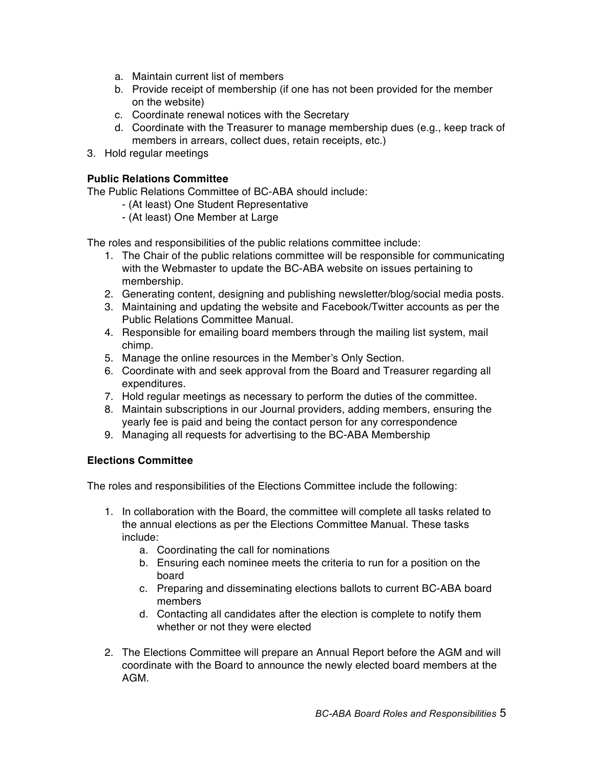a. Maintain current list of members
   b. Provide receipt of membership (if one has not been provided for the member on the website)
   c. Coordinate renewal notices with the Secretary
   d. Coordinate with the Treasurer to manage membership dues (e.g., keep track of members in arrears, collect dues, retain receipts, etc.)
3. Hold regular meetings

**Public Relations Committee**

The Public Relations Committee of BC-ABA should include:

- (At least) One Student Representative
- (At least) One Member at Large

The roles and responsibilities of the public relations committee include:

1. The Chair of the public relations committee will be responsible for communicating with the Webmaster to update the BC-ABA website on issues pertaining to membership.
2. Generating content, designing and publishing newsletter/blog/social media posts.
3. Maintaining and updating the website and Facebook/Twitter accounts as per the Public Relations Committee Manual.
4. Responsible for emailing board members through the mailing list system, mail chimp.
5. Manage the online resources in the Member's Only Section.
6. Coordinate with and seek approval from the Board and Treasurer regarding all expenditures.
7. Hold regular meetings as necessary to perform the duties of the committee.
8. Maintain subscriptions in our Journal providers, adding members, ensuring the yearly fee is paid and being the contact person for any correspondence
9. Managing all requests for advertising to the BC-ABA Membership

**Elections Committee**

The roles and responsibilities of the Elections Committee include the following:

1. In collaboration with the Board, the committee will complete all tasks related to the annual elections as per the Elections Committee Manual. These tasks include:
   a. Coordinating the call for nominations
   b. Ensuring each nominee meets the criteria to run for a position on the board
   c. Preparing and disseminating elections ballots to current BC-ABA board members
   d. Contacting all candidates after the election is complete to notify them whether or not they were elected

2. The Elections Committee will prepare an Annual Report before the AGM and will coordinate with the Board to announce the newly elected board members at the AGM.